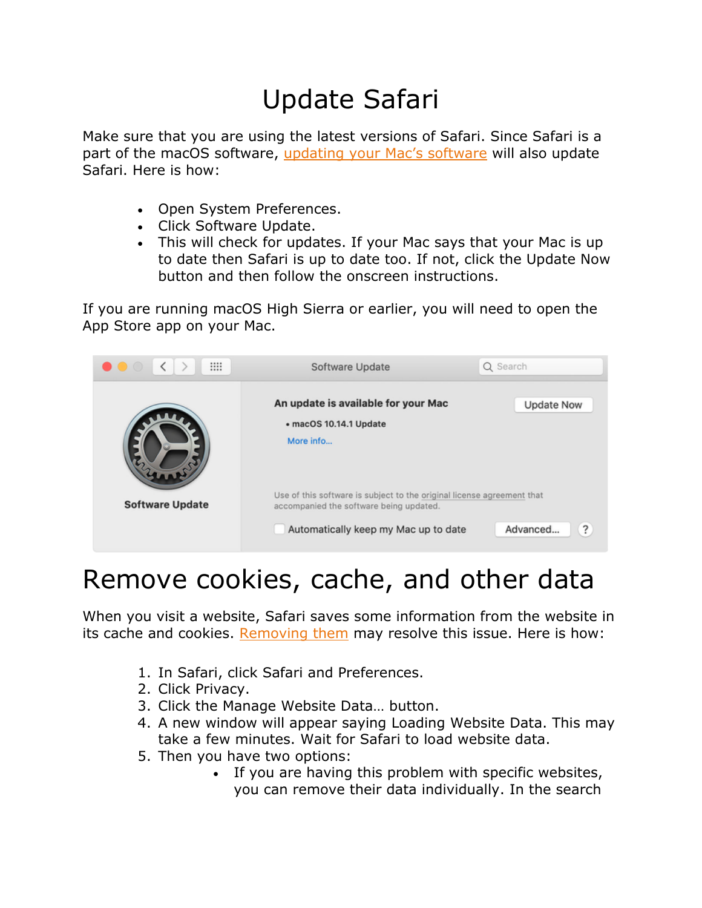# Update Safari

Make sure that you are using the latest versions of Safari. Since Safari is a part of the macOS software, updating your Mac's software will also update Safari. Here is how:

- Open System Preferences.
- Click Software Update.
- This will check for updates. If your Mac says that your Mac is up to date then Safari is up to date too. If not, click the Update Now button and then follow the onscreen instructions.

If you are running macOS High Sierra or earlier, you will need to open the App Store app on your Mac.

# Remove cookies, cache, and other data

When you visit a website, Safari saves some information from the website in its cache and cookies. Removing them may resolve this issue. Here is how:

1. In Safari, click Safari and Preferences.
2. Click Privacy.
3. Click the Manage Website Data… button.
4. A new window will appear saying Loading Website Data. This may take a few minutes. Wait for Safari to load website data.
5. Then you have two options:
   - If you are having this problem with specific websites, you can remove their data individually. In the search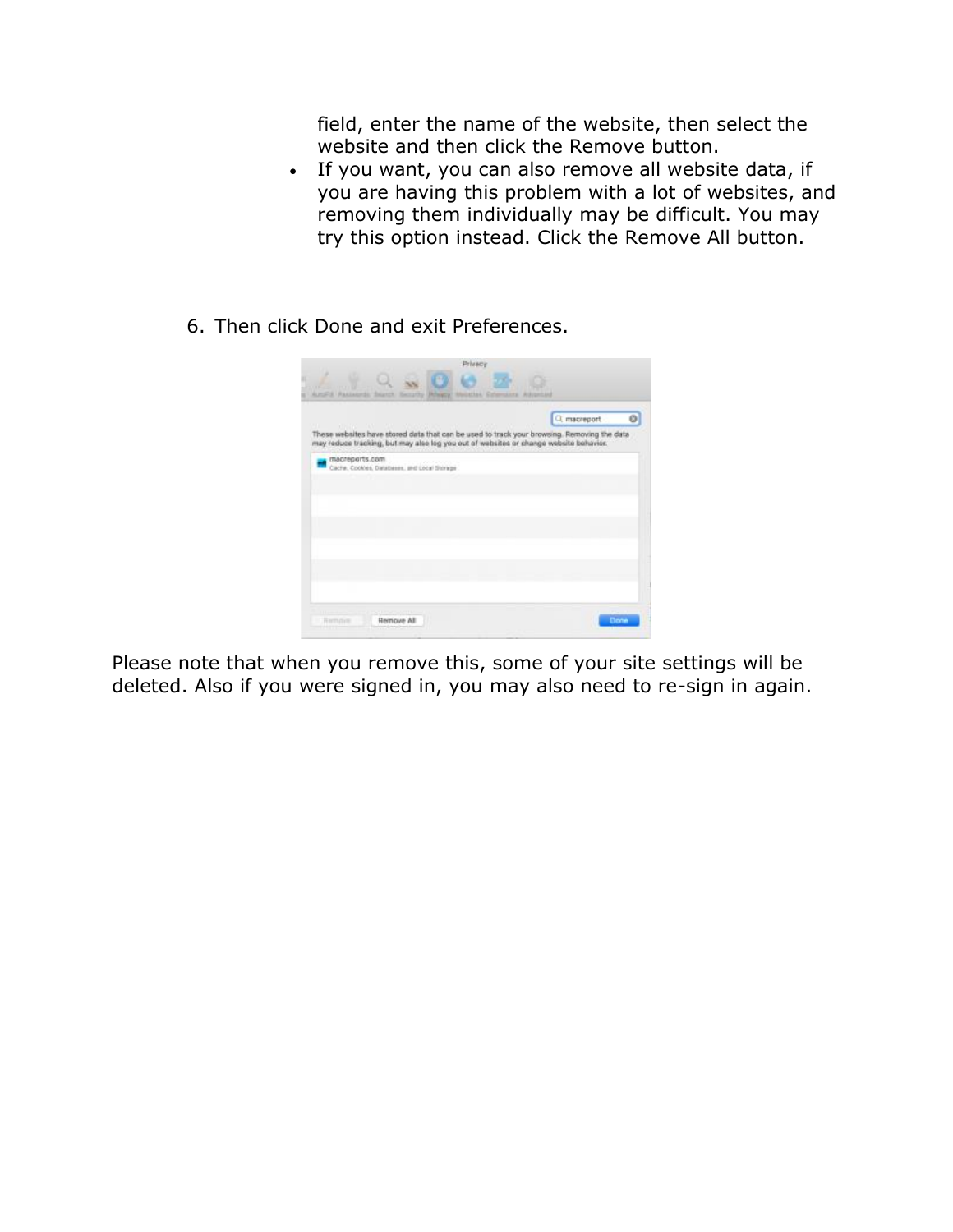field, enter the name of the website, then select the website and then click the Remove button.

- If you want, you can also remove all website data, if you are having this problem with a lot of websites, and removing them individually may be difficult. You may try this option instead. Click the Remove All button.

6. Then click Done and exit Preferences.

Please note that when you remove this, some of your site settings will be deleted. Also if you were signed in, you may also need to re-sign in again.